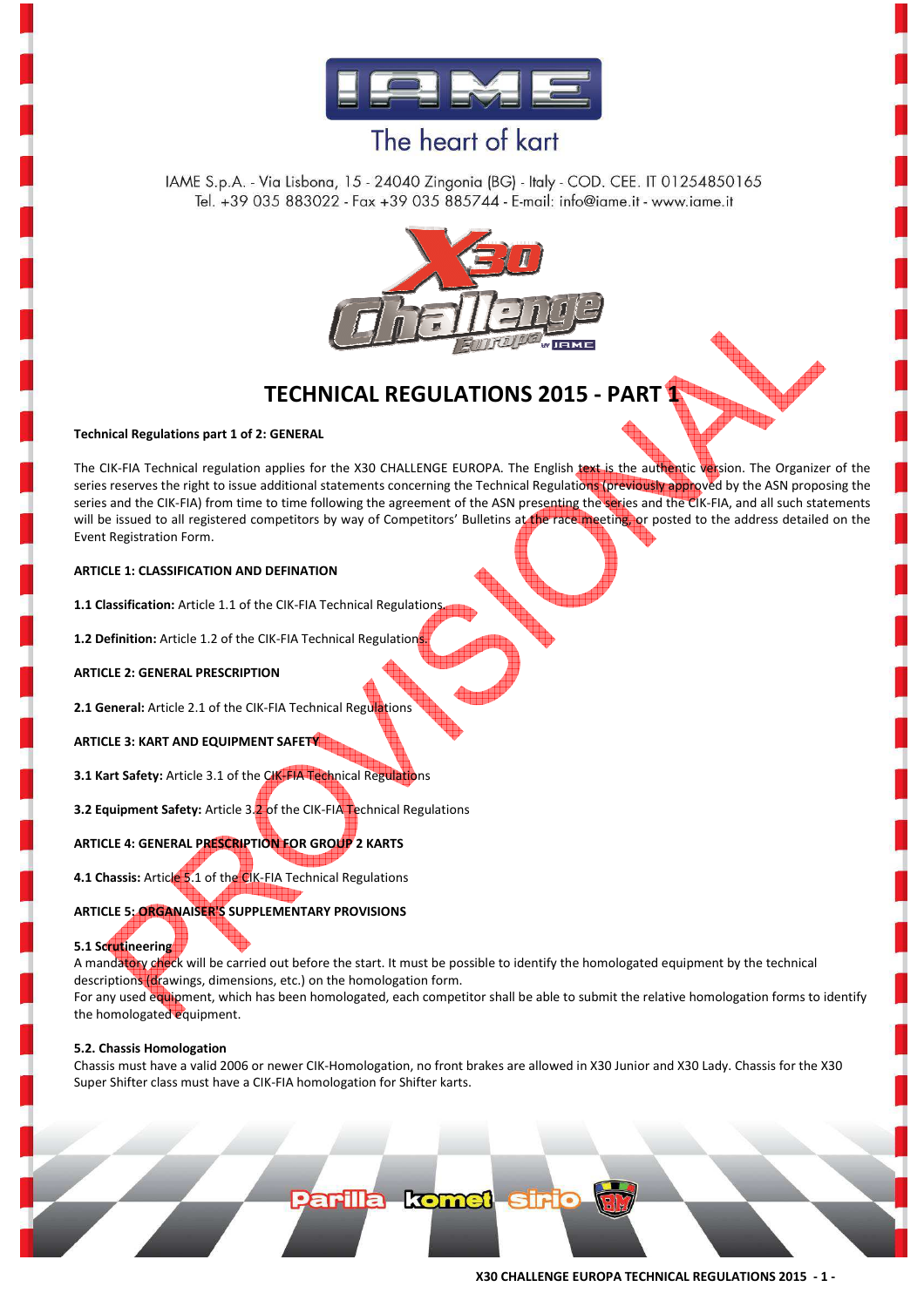IAME S.p.A. - Via Lisbona, 15 - 24040 Zingonia (BG) - Italy - COD. CEE. IT 01254850165
Tel. +39 035 883022 - Fax +39 035 885744 - E-mail: info@iame.it - www.iame.it

# TECHNICAL REGULATIONS 2015 - PART 1

**Technical Regulations part 1 of 2: GENERAL**

The CIK-FIA Technical regulation applies for the X30 CHALLENGE EUROPA. The English text is the authentic version. The Organizer of the series reserves the right to issue additional statements concerning the Technical Regulations (previously approved by the ASN proposing the series and the CIK-FIA) from time to time following the agreement of the ASN presenting the series and the CIK-FIA, and all such statements will be issued to all registered competitors by way of Competitors' Bulletins at the race meeting, or posted to the address detailed on the Event Registration Form.

**ARTICLE 1: CLASSIFICATION AND DEFINATION**

**1.1 Classification:** Article 1.1 of the CIK-FIA Technical Regulations.

**1.2 Definition:** Article 1.2 of the CIK-FIA Technical Regulations.

**ARTICLE 2: GENERAL PRESCRIPTION**

**2.1 General:** Article 2.1 of the CIK-FIA Technical Regulations

**ARTICLE 3: KART AND EQUIPMENT SAFETY**

**3.1 Kart Safety:** Article 3.1 of the CIK-FIA Technical Regulations

**3.2 Equipment Safety:** Article 3.2 of the CIK-FIA Technical Regulations

**ARTICLE 4: GENERAL PRESCRIPTION FOR GROUP 2 KARTS**

**4.1 Chassis:** Article 5.1 of the CIK-FIA Technical Regulations

**ARTICLE 5: ORGANAISER'S SUPPLEMENTARY PROVISIONS**

**5.1 Scrutineering**
A mandatory check will be carried out before the start. It must be possible to identify the homologated equipment by the technical descriptions (drawings, dimensions, etc.) on the homologation form.
For any used equipment, which has been homologated, each competitor shall be able to submit the relative homologation forms to identify the homologated equipment.

**5.2. Chassis Homologation**
Chassis must have a valid 2006 or newer CIK-Homologation, no front brakes are allowed in X30 Junior and X30 Lady. Chassis for the X30 Super Shifter class must have a CIK-FIA homologation for Shifter karts.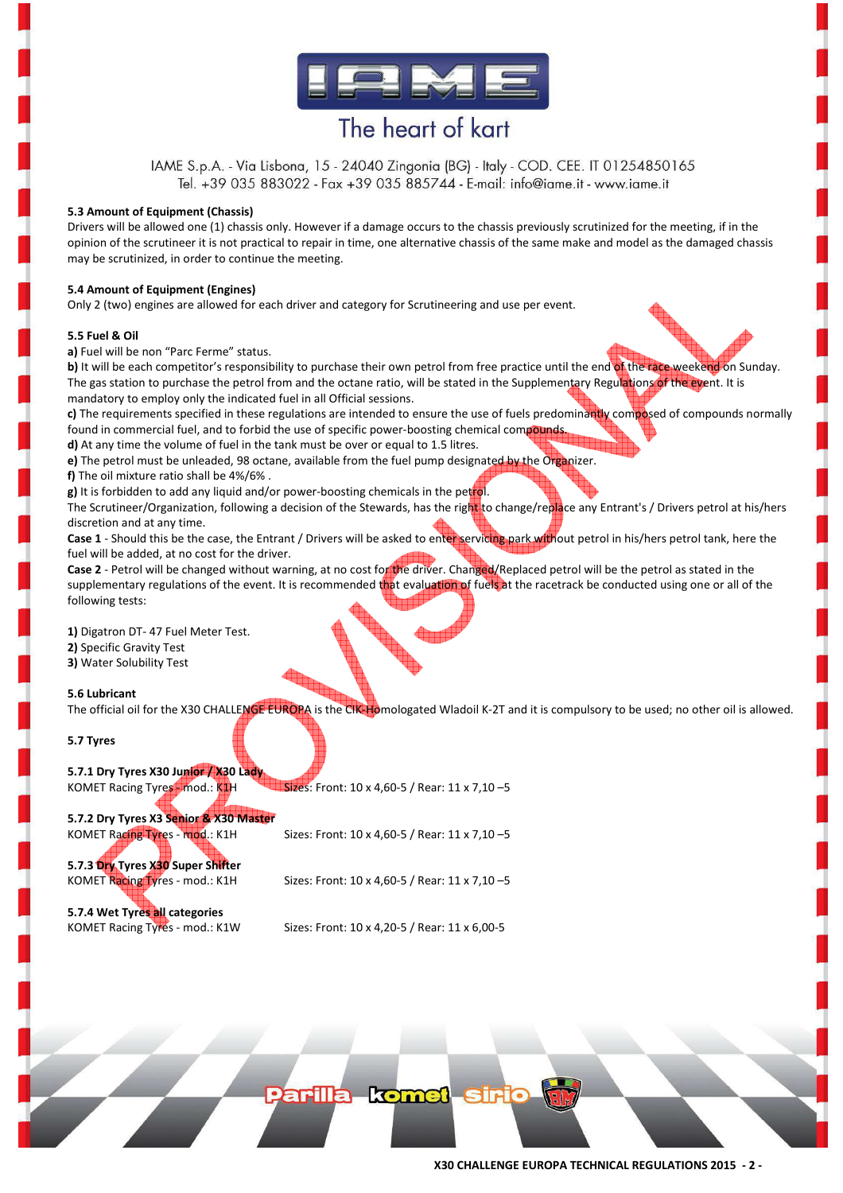IAME S.p.A. - Via Lisbona, 15 - 24040 Zingonia (BG) - Italy - COD. CEE. IT 01254850165
Tel. +39 035 883022 - Fax +39 035 885744 - E-mail: info@iame.it - www.iame.it

**5.3 Amount of Equipment (Chassis)**
Drivers will be allowed one (1) chassis only. However if a damage occurs to the chassis previously scrutinized for the meeting, if in the opinion of the scrutineer it is not practical to repair in time, one alternative chassis of the same make and model as the damaged chassis may be scrutinized, in order to continue the meeting.

**5.4 Amount of Equipment (Engines)**
Only 2 (two) engines are allowed for each driver and category for Scrutineering and use per event.

**5.5 Fuel & Oil**
**a)** Fuel will be non "Parc Ferme" status.
**b)** It will be each competitor's responsibility to purchase their own petrol from free practice until the end of the race weekend on Sunday. The gas station to purchase the petrol from and the octane ratio, will be stated in the Supplementary Regulations of the event. It is mandatory to employ only the indicated fuel in all Official sessions.
**c)** The requirements specified in these regulations are intended to ensure the use of fuels predominantly composed of compounds normally found in commercial fuel, and to forbid the use of specific power-boosting chemical compounds.
**d)** At any time the volume of fuel in the tank must be over or equal to 1.5 litres.
**e)** The petrol must be unleaded, 98 octane, available from the fuel pump designated by the Organizer.
**f)** The oil mixture ratio shall be 4%/6% .
**g)** It is forbidden to add any liquid and/or power-boosting chemicals in the petrol.
The Scrutineer/Organization, following a decision of the Stewards, has the right to change/replace any Entrant's / Drivers petrol at his/hers discretion and at any time.
**Case 1** - Should this be the case, the Entrant / Drivers will be asked to enter servicing park without petrol in his/hers petrol tank, here the fuel will be added, at no cost for the driver.
**Case 2** - Petrol will be changed without warning, at no cost for the driver. Changed/Replaced petrol will be the petrol as stated in the supplementary regulations of the event. It is recommended that evaluation of fuels at the racetrack be conducted using one or all of the following tests:

**1)** Digatron DT- 47 Fuel Meter Test.
**2)** Specific Gravity Test
**3)** Water Solubility Test

**5.6 Lubricant**
The official oil for the X30 CHALLENGE EUROPA is the CIK-Homologated Wladoil K-2T and it is compulsory to be used; no other oil is allowed.

**5.7 Tyres**

**5.7.1 Dry Tyres X30 Junior / X30 Lady**
KOMET Racing Tyres - mod.: K1H — Sizes: Front: 10 x 4,60-5 / Rear: 11 x 7,10 –5

**5.7.2 Dry Tyres X3 Senior & X30 Master**
KOMET Racing Tyres - mod.: K1H — Sizes: Front: 10 x 4,60-5 / Rear: 11 x 7,10 –5

**5.7.3 Dry Tyres X30 Super Shifter**
KOMET Racing Tyres - mod.: K1H — Sizes: Front: 10 x 4,60-5 / Rear: 11 x 7,10 –5

**5.7.4 Wet Tyres all categories**
KOMET Racing Tyres - mod.: K1W — Sizes: Front: 10 x 4,20-5 / Rear: 11 x 6,00-5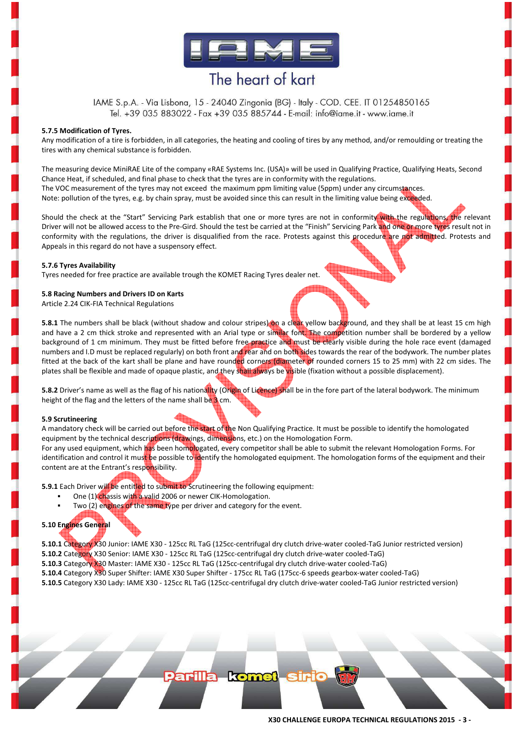### 5.7.5 Modification of Tyres.

Any modification of a tire is forbidden, in all categories, the heating and cooling of tires by any method, and/or remoulding or treating the tires with any chemical substance is forbidden.

The measuring device MiniRAE Lite of the company «RAE Systems Inc. (USA)» will be used in Qualifying Practice, Qualifying Heats, Second Chance Heat, if scheduled, and final phase to check that the tyres are in conformity with the regulations.
The VOC measurement of the tyres may not exceed the maximum ppm limiting value (5ppm) under any circumstances.
Note: pollution of the tyres, e.g. by chain spray, must be avoided since this can result in the limiting value being exceeded.

Should the check at the "Start" Servicing Park establish that one or more tyres are not in conformity with the regulations, the relevant Driver will not be allowed access to the Pre-Gird. Should the test be carried at the "Finish" Servicing Park and one or more tyres result not in conformity with the regulations, the driver is disqualified from the race. Protests against this procedure are not admitted. Protests and Appeals in this regard do not have a suspensory effect.

### 5.7.6 Tyres Availability

Tyres needed for free practice are available trough the KOMET Racing Tyres dealer net.

### 5.8 Racing Numbers and Drivers ID on Karts

Article 2.24 CIK-FIA Technical Regulations

**5.8.1** The numbers shall be black (without shadow and colour stripes) on a clear yellow background, and they shall be at least 15 cm high and have a 2 cm thick stroke and represented with an Arial type or similar font. The competition number shall be bordered by a yellow background of 1 cm minimum. They must be fitted before free practice and must be clearly visible during the hole race event (damaged numbers and I.D must be replaced regularly) on both front and rear and on both sides towards the rear of the bodywork. The number plates fitted at the back of the kart shall be plane and have rounded corners (diameter of rounded corners 15 to 25 mm) with 22 cm sides. The plates shall be flexible and made of opaque plastic, and they shall always be visible (fixation without a possible displacement).

**5.8.2** Driver's name as well as the flag of his nationality (Origin of Licence) shall be in the fore part of the lateral bodywork. The minimum height of the flag and the letters of the name shall be 3 cm.

### 5.9 Scrutineering

A mandatory check will be carried out before the start of the Non Qualifying Practice. It must be possible to identify the homologated equipment by the technical descriptions (drawings, dimensions, etc.) on the Homologation Form.
For any used equipment, which has been homologated, every competitor shall be able to submit the relevant Homologation Forms. For identification and control it must be possible to identify the homologated equipment. The homologation forms of the equipment and their content are at the Entrant's responsibility.

**5.9.1** Each Driver will be entitled to submit to Scrutineering the following equipment:

- One (1) chassis with a valid 2006 or newer CIK-Homologation.
- Two (2) engines of the same type per driver and category for the event.

### 5.10 Engines General

**5.10.1** Category X30 Junior: IAME X30 - 125cc RL TaG (125cc-centrifugal dry clutch drive-water cooled-TaG Junior restricted version)
**5.10.2** Category X30 Senior: IAME X30 - 125cc RL TaG (125cc-centrifugal dry clutch drive-water cooled-TaG)
**5.10.3** Category X30 Master: IAME X30 - 125cc RL TaG (125cc-centrifugal dry clutch drive-water cooled-TaG)
**5.10.4** Category X30 Super Shifter: IAME X30 Super Shifter - 175cc RL TaG (175cc-6 speeds gearbox-water cooled-TaG)
**5.10.5** Category X30 Lady: IAME X30 - 125cc RL TaG (125cc-centrifugal dry clutch drive-water cooled-TaG Junior restricted version)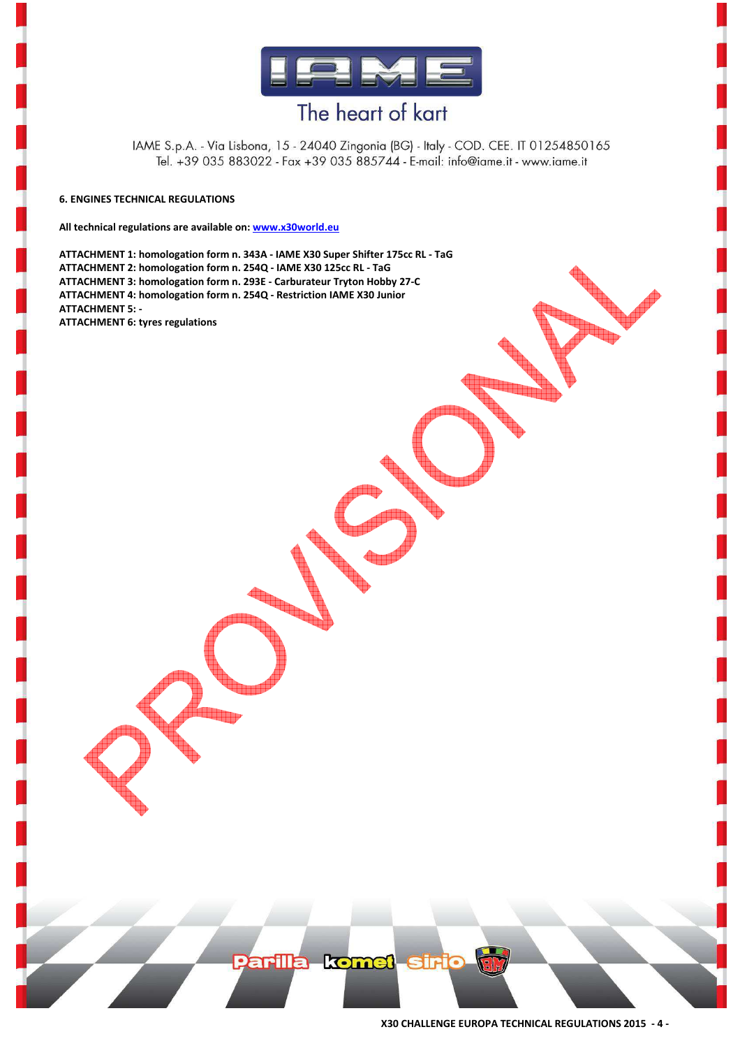## 6. ENGINES TECHNICAL REGULATIONS

**All technical regulations are available on: [www.x30world.eu](www.x30world.eu)**

**ATTACHMENT 1: homologation form n. 343A - IAME X30 Super Shifter 175cc RL - TaG**
**ATTACHMENT 2: homologation form n. 254Q - IAME X30 125cc RL - TaG**
**ATTACHMENT 3: homologation form n. 293E - Carburateur Tryton Hobby 27-C**
**ATTACHMENT 4: homologation form n. 254Q - Restriction IAME X30 Junior**
**ATTACHMENT 5: -**
**ATTACHMENT 6: tyres regulations**

PROVISIONAL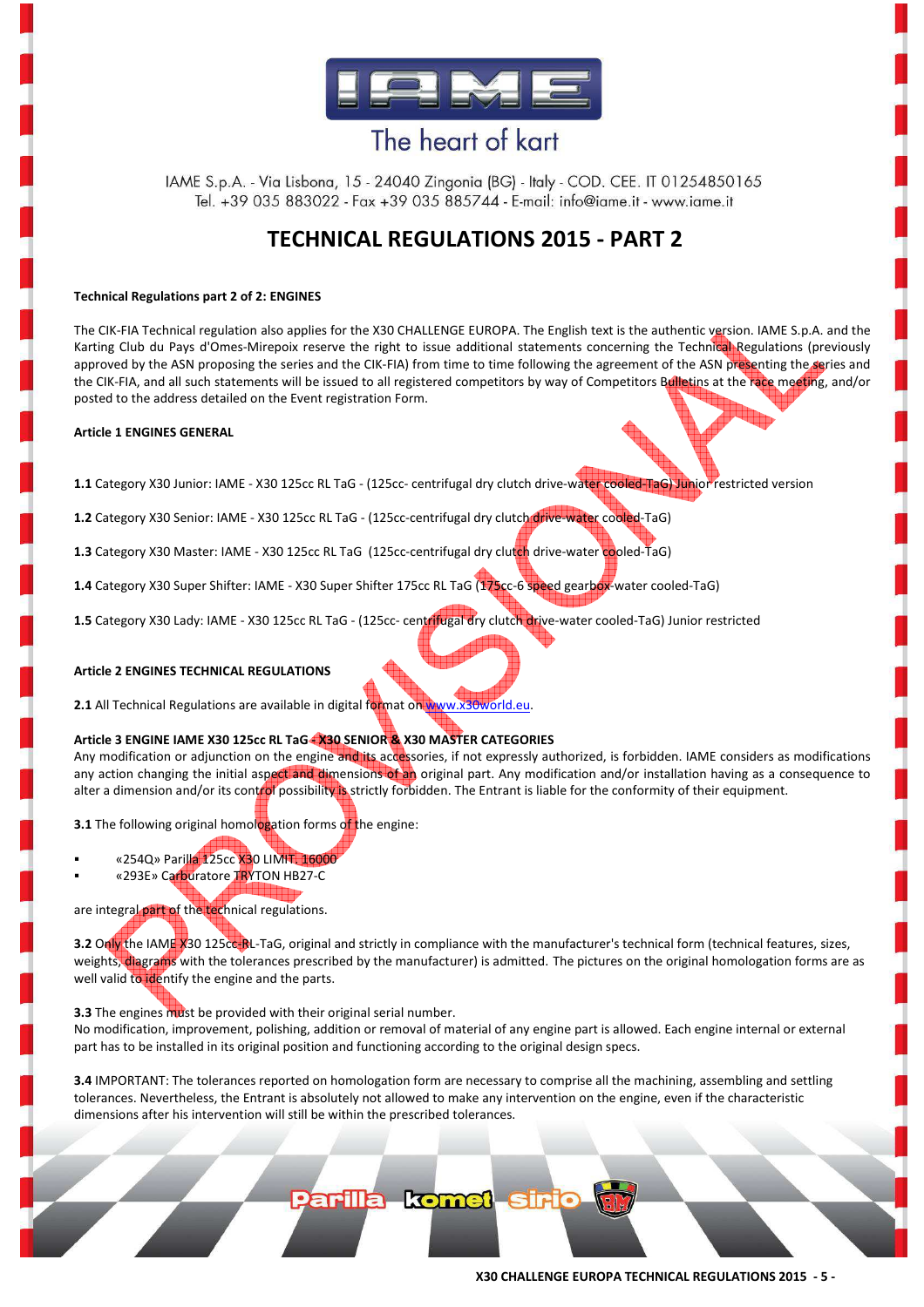IAME S.p.A. - Via Lisbona, 15 - 24040 Zingonia (BG) - Italy - COD. CEE. IT 01254850165
Tel. +39 035 883022 - Fax +39 035 885744 - E-mail: info@iame.it - www.iame.it

# TECHNICAL REGULATIONS 2015 - PART 2

**Technical Regulations part 2 of 2: ENGINES**

The CIK-FIA Technical regulation also applies for the X30 CHALLENGE EUROPA. The English text is the authentic version. IAME S.p.A. and the Karting Club du Pays d'Omes-Mirepoix reserve the right to issue additional statements concerning the Technical Regulations (previously approved by the ASN proposing the series and the CIK-FIA) from time to time following the agreement of the ASN presenting the series and the CIK-FIA, and all such statements will be issued to all registered competitors by way of Competitors Bulletins at the race meeting, and/or posted to the address detailed on the Event registration Form.

**Article 1 ENGINES GENERAL**

**1.1** Category X30 Junior: IAME - X30 125cc RL TaG - (125cc- centrifugal dry clutch drive-water cooled-TaG) Junior restricted version

**1.2** Category X30 Senior: IAME - X30 125cc RL TaG - (125cc-centrifugal dry clutch drive-water cooled-TaG)

**1.3** Category X30 Master: IAME - X30 125cc RL TaG (125cc-centrifugal dry clutch drive-water cooled-TaG)

**1.4** Category X30 Super Shifter: IAME - X30 Super Shifter 175cc RL TaG (175cc-6 speed gearbox-water cooled-TaG)

**1.5** Category X30 Lady: IAME - X30 125cc RL TaG - (125cc- centrifugal dry clutch drive-water cooled-TaG) Junior restricted

**Article 2 ENGINES TECHNICAL REGULATIONS**

**2.1** All Technical Regulations are available in digital format on www.x30world.eu.

**Article 3 ENGINE IAME X30 125cc RL TaG - X30 SENIOR & X30 MASTER CATEGORIES**

Any modification or adjunction on the engine and its accessories, if not expressly authorized, is forbidden. IAME considers as modifications any action changing the initial aspect and dimensions of an original part. Any modification and/or installation having as a consequence to alter a dimension and/or its control possibility is strictly forbidden. The Entrant is liable for the conformity of their equipment.

**3.1** The following original homologation forms of the engine:

- «254Q» Parilla 125cc X30 LIMIT. 16000
- «293E» Carburatore TRYTON HB27-C

are integral part of the technical regulations.

**3.2** Only the IAME X30 125cc-RL-TaG, original and strictly in compliance with the manufacturer's technical form (technical features, sizes, weights, diagrams with the tolerances prescribed by the manufacturer) is admitted. The pictures on the original homologation forms are as well valid to identify the engine and the parts.

**3.3** The engines must be provided with their original serial number.
No modification, improvement, polishing, addition or removal of material of any engine part is allowed. Each engine internal or external part has to be installed in its original position and functioning according to the original design specs.

**3.4** IMPORTANT: The tolerances reported on homologation form are necessary to comprise all the machining, assembling and settling tolerances. Nevertheless, the Entrant is absolutely not allowed to make any intervention on the engine, even if the characteristic dimensions after his intervention will still be within the prescribed tolerances.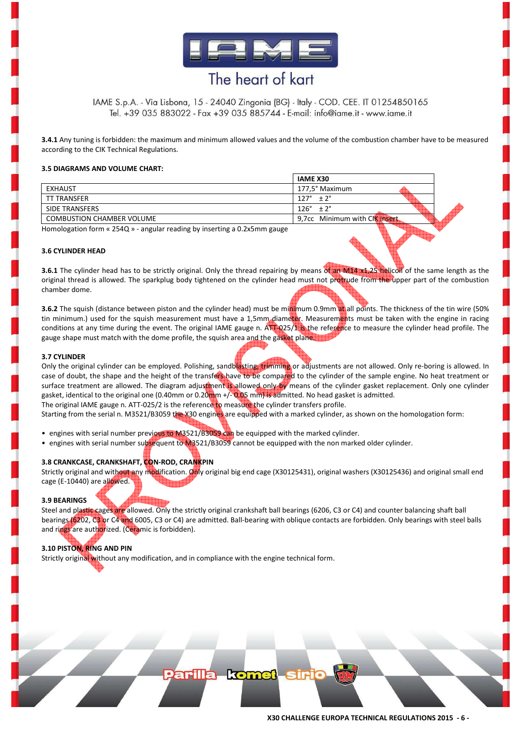IAME S.p.A. - Via Lisbona, 15 - 24040 Zingonia (BG) - Italy - COD. CEE. IT 01254850165
Tel. +39 035 883022 - Fax +39 035 885744 - E-mail: info@iame.it - www.iame.it

**3.4.1** Any tuning is forbidden: the maximum and minimum allowed values and the volume of the combustion chamber have to be measured according to the CIK Technical Regulations.

### 3.5 DIAGRAMS AND VOLUME CHART:

| | IAME X30 |
|---|---|
| EXHAUST | 177,5° Maximum |
| TT TRANSFER | 127° ± 2° |
| SIDE TRANSFERS | 126° ± 2° |
| COMBUSTION CHAMBER VOLUME | 9,7cc Minimum with CIK insert |

Homologation form « 254Q » - angular reading by inserting a 0.2x5mm gauge

### 3.6 CYLINDER HEAD

**3.6.1** The cylinder head has to be strictly original. Only the thread repairing by means of an M14 x1,25 helicoil of the same length as the original thread is allowed. The sparkplug body tightened on the cylinder head must not protrude from the upper part of the combustion chamber dome.

**3.6.2** The squish (distance between piston and the cylinder head) must be minimum 0.9mm at all points. The thickness of the tin wire (50% tin minimum.) used for the squish measurement must have a 1,5mm diameter. Measurements must be taken with the engine in racing conditions at any time during the event. The original IAME gauge n. ATT-025/1 is the reference to measure the cylinder head profile. The gauge shape must match with the dome profile, the squish area and the gasket plane.

### 3.7 CYLINDER

Only the original cylinder can be employed. Polishing, sandblasting, trimming or adjustments are not allowed. Only re-boring is allowed. In case of doubt, the shape and the height of the transfers have to be compared to the cylinder of the sample engine. No heat treatment or surface treatment are allowed. The diagram adjustment is allowed only by means of the cylinder gasket replacement. Only one cylinder gasket, identical to the original one (0.40mm or 0.20mm +/- 0.05 mm) is admitted. No head gasket is admitted.
The original IAME gauge n. ATT-025/2 is the reference to measure the cylinder transfers profile.
Starting from the serial n. M3521/B3059 the X30 engines are equipped with a marked cylinder, as shown on the homologation form:

- engines with serial number previous to M3521/B3059 can be equipped with the marked cylinder.
- engines with serial number subsequent to M3521/B3059 cannot be equipped with the non marked older cylinder.

### 3.8 CRANKCASE, CRANKSHAFT, CON-ROD, CRANKPIN

Strictly original and without any modification. Only original big end cage (X30125431), original washers (X30125436) and original small end cage (E-10440) are allowed.

### 3.9 BEARINGS

Steel and plastic cages are allowed. Only the strictly original crankshaft ball bearings (6206, C3 or C4) and counter balancing shaft ball bearings (6202, C3 or C4 and 6005, C3 or C4) are admitted. Ball-bearing with oblique contacts are forbidden. Only bearings with steel balls and rings are authorized. (Ceramic is forbidden).

### 3.10 PISTON, RING AND PIN

Strictly original without any modification, and in compliance with the engine technical form.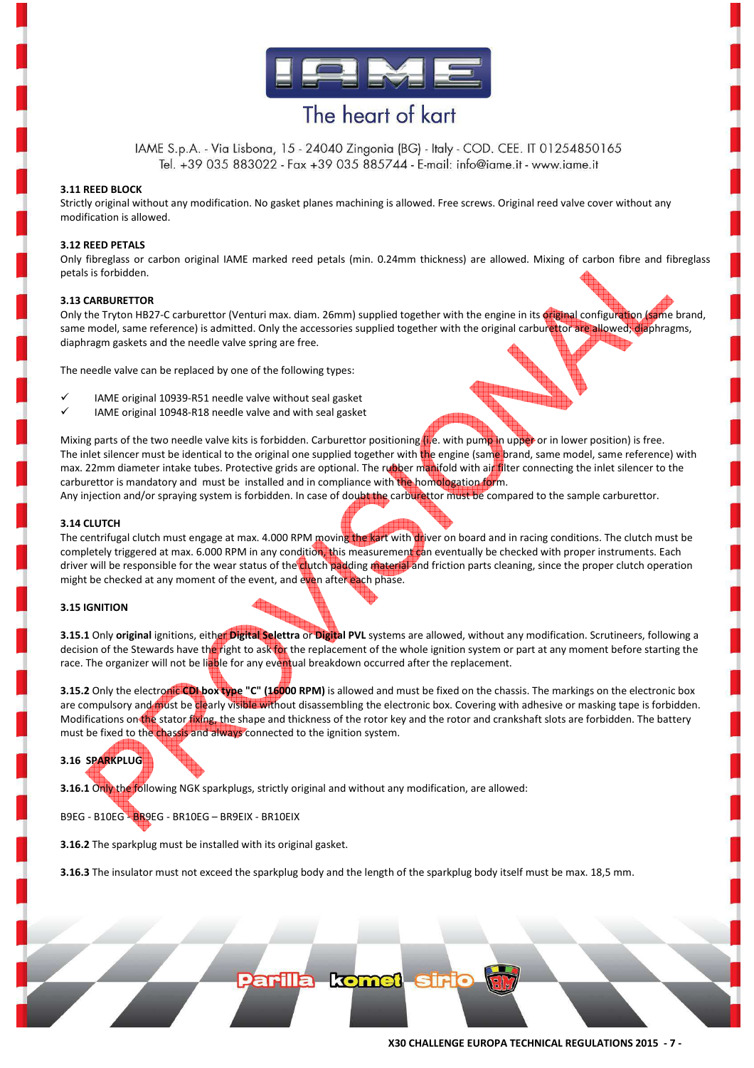### 3.11 REED BLOCK

Strictly original without any modification. No gasket planes machining is allowed. Free screws. Original reed valve cover without any modification is allowed.

### 3.12 REED PETALS

Only fibreglass or carbon original IAME marked reed petals (min. 0.24mm thickness) are allowed. Mixing of carbon fibre and fibreglass petals is forbidden.

### 3.13 CARBURETTOR

Only the Tryton HB27-C carburettor (Venturi max. diam. 26mm) supplied together with the engine in its original configuration (same brand, same model, same reference) is admitted. Only the accessories supplied together with the original carburettor are allowed; diaphragms, diaphragm gaskets and the needle valve spring are free.

The needle valve can be replaced by one of the following types:

- ✓ IAME original 10939-R51 needle valve without seal gasket
- ✓ IAME original 10948-R18 needle valve and with seal gasket

Mixing parts of the two needle valve kits is forbidden. Carburettor positioning (i.e. with pump in upper or in lower position) is free.
The inlet silencer must be identical to the original one supplied together with the engine (same brand, same model, same reference) with max. 22mm diameter intake tubes. Protective grids are optional. The rubber manifold with air filter connecting the inlet silencer to the carburettor is mandatory and must be installed and in compliance with the homologation form.
Any injection and/or spraying system is forbidden. In case of doubt the carburettor must be compared to the sample carburettor.

### 3.14 CLUTCH

The centrifugal clutch must engage at max. 4.000 RPM moving the kart with driver on board and in racing conditions. The clutch must be completely triggered at max. 6.000 RPM in any condition, this measurement can eventually be checked with proper instruments. Each driver will be responsible for the wear status of the clutch padding material and friction parts cleaning, since the proper clutch operation might be checked at any moment of the event, and even after each phase.

### 3.15 IGNITION

**3.15.1** Only **original** ignitions, either **Digital Selettra** or **Digital PVL** systems are allowed, without any modification. Scrutineers, following a decision of the Stewards have the right to ask for the replacement of the whole ignition system or part at any moment before starting the race. The organizer will not be liable for any eventual breakdown occurred after the replacement.

**3.15.2** Only the electronic **CDI box type "C" (16000 RPM)** is allowed and must be fixed on the chassis. The markings on the electronic box are compulsory and must be clearly visible without disassembling the electronic box. Covering with adhesive or masking tape is forbidden. Modifications on the stator fixing, the shape and thickness of the rotor key and the rotor and crankshaft slots are forbidden. The battery must be fixed to the chassis and always connected to the ignition system.

### 3.16 SPARKPLUG

**3.16.1** Only the following NGK sparkplugs, strictly original and without any modification, are allowed:

B9EG - B10EG - BR9EG - BR10EG – BR9EIX - BR10EIX

**3.16.2** The sparkplug must be installed with its original gasket.

**3.16.3** The insulator must not exceed the sparkplug body and the length of the sparkplug body itself must be max. 18,5 mm.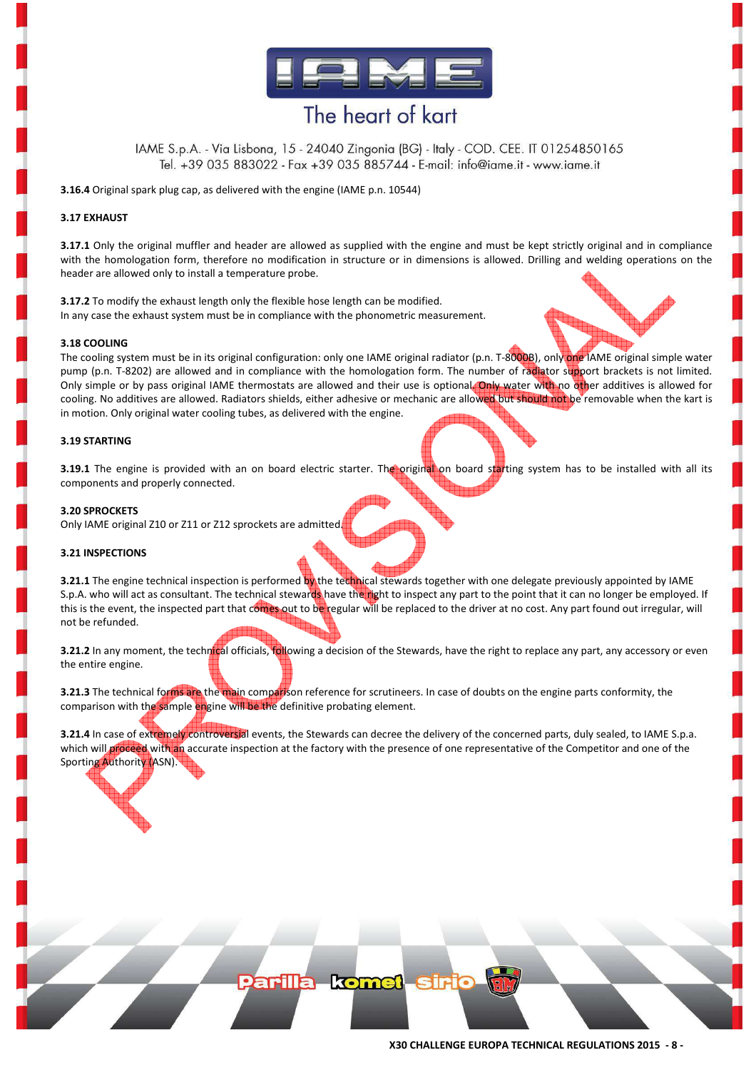**3.16.4** Original spark plug cap, as delivered with the engine (IAME p.n. 10544)

### 3.17 EXHAUST

**3.17.1** Only the original muffler and header are allowed as supplied with the engine and must be kept strictly original and in compliance with the homologation form, therefore no modification in structure or in dimensions is allowed. Drilling and welding operations on the header are allowed only to install a temperature probe.

**3.17.2** To modify the exhaust length only the flexible hose length can be modified.
In any case the exhaust system must be in compliance with the phonometric measurement.

### 3.18 COOLING

The cooling system must be in its original configuration: only one IAME original radiator (p.n. T-8000B), only one IAME original simple water pump (p.n. T-8202) are allowed and in compliance with the homologation form. The number of radiator support brackets is not limited. Only simple or by pass original IAME thermostats are allowed and their use is optional. Only water with no other additives is allowed for cooling. No additives are allowed. Radiators shields, either adhesive or mechanic are allowed but should not be removable when the kart is in motion. Only original water cooling tubes, as delivered with the engine.

### 3.19 STARTING

**3.19.1** The engine is provided with an on board electric starter. The original on board starting system has to be installed with all its components and properly connected.

### 3.20 SPROCKETS

Only IAME original Z10 or Z11 or Z12 sprockets are admitted.

### 3.21 INSPECTIONS

**3.21.1** The engine technical inspection is performed by the technical stewards together with one delegate previously appointed by IAME S.p.A. who will act as consultant. The technical stewards have the right to inspect any part to the point that it can no longer be employed. If this is the event, the inspected part that comes out to be regular will be replaced to the driver at no cost. Any part found out irregular, will not be refunded.

**3.21.2** In any moment, the technical officials, following a decision of the Stewards, have the right to replace any part, any accessory or even the entire engine.

**3.21.3** The technical forms are the main comparison reference for scrutineers. In case of doubts on the engine parts conformity, the comparison with the sample engine will be the definitive probating element.

**3.21.4** In case of extremely controversial events, the Stewards can decree the delivery of the concerned parts, duly sealed, to IAME S.p.a. which will proceed with an accurate inspection at the factory with the presence of one representative of the Competitor and one of the Sporting Authority (ASN).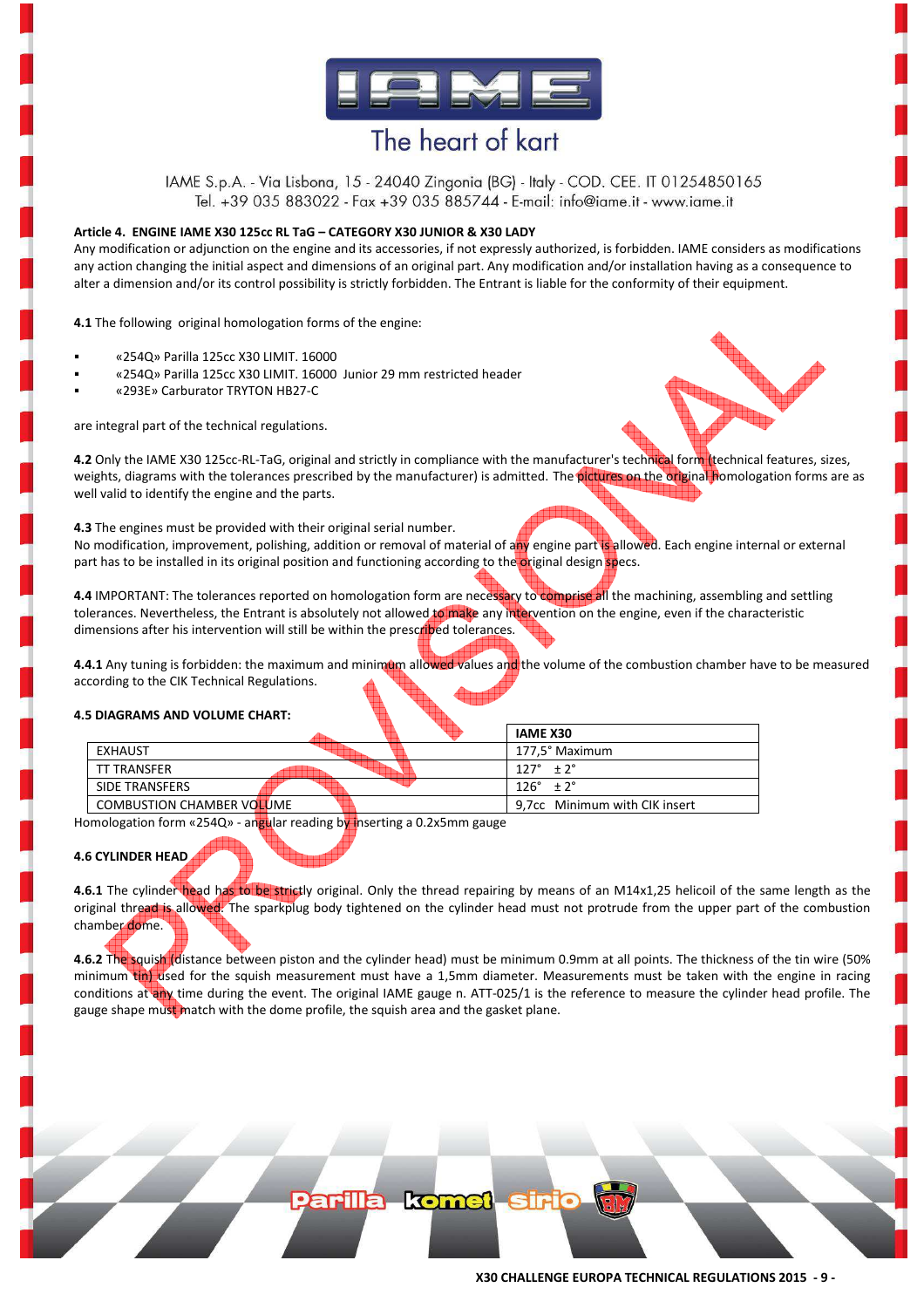**Article 4. ENGINE IAME X30 125cc RL TaG – CATEGORY X30 JUNIOR & X30 LADY**

Any modification or adjunction on the engine and its accessories, if not expressly authorized, is forbidden. IAME considers as modifications any action changing the initial aspect and dimensions of an original part. Any modification and/or installation having as a consequence to alter a dimension and/or its control possibility is strictly forbidden. The Entrant is liable for the conformity of their equipment.

**4.1** The following original homologation forms of the engine:

- «254Q» Parilla 125cc X30 LIMIT. 16000
- «254Q» Parilla 125cc X30 LIMIT. 16000 Junior 29 mm restricted header
- «293E» Carburator TRYTON HB27-C

are integral part of the technical regulations.

**4.2** Only the IAME X30 125cc-RL-TaG, original and strictly in compliance with the manufacturer's technical form (technical features, sizes, weights, diagrams with the tolerances prescribed by the manufacturer) is admitted. The pictures on the original homologation forms are as well valid to identify the engine and the parts.

**4.3** The engines must be provided with their original serial number.
No modification, improvement, polishing, addition or removal of material of any engine part is allowed. Each engine internal or external part has to be installed in its original position and functioning according to the original design specs.

**4.4** IMPORTANT: The tolerances reported on homologation form are necessary to comprise all the machining, assembling and settling tolerances. Nevertheless, the Entrant is absolutely not allowed to make any intervention on the engine, even if the characteristic dimensions after his intervention will still be within the prescribed tolerances.

**4.4.1** Any tuning is forbidden: the maximum and minimum allowed values and the volume of the combustion chamber have to be measured according to the CIK Technical Regulations.

**4.5 DIAGRAMS AND VOLUME CHART:**

| | IAME X30 |
|---|---|
| EXHAUST | 177,5° Maximum |
| TT TRANSFER | 127° ± 2° |
| SIDE TRANSFERS | 126° ± 2° |
| COMBUSTION CHAMBER VOLUME | 9,7cc Minimum with CIK insert |

Homologation form «254Q» - angular reading by inserting a 0.2x5mm gauge

**4.6 CYLINDER HEAD**

**4.6.1** The cylinder head has to be strictly original. Only the thread repairing by means of an M14x1,25 helicoil of the same length as the original thread is allowed. The sparkplug body tightened on the cylinder head must not protrude from the upper part of the combustion chamber dome.

**4.6.2** The squish (distance between piston and the cylinder head) must be minimum 0.9mm at all points. The thickness of the tin wire (50% minimum tin) used for the squish measurement must have a 1,5mm diameter. Measurements must be taken with the engine in racing conditions at any time during the event. The original IAME gauge n. ATT-025/1 is the reference to measure the cylinder head profile. The gauge shape must match with the dome profile, the squish area and the gasket plane.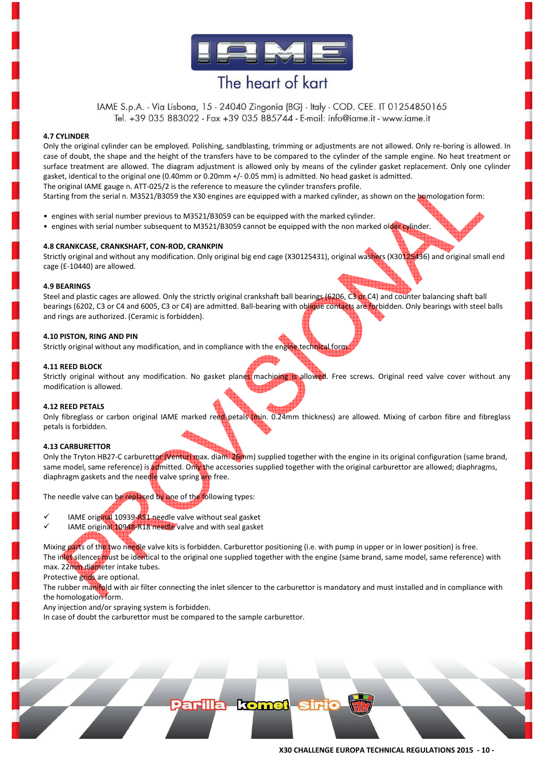#### 4.7 CYLINDER

Only the original cylinder can be employed. Polishing, sandblasting, trimming or adjustments are not allowed. Only re-boring is allowed. In case of doubt, the shape and the height of the transfers have to be compared to the cylinder of the sample engine. No heat treatment or surface treatment are allowed. The diagram adjustment is allowed only by means of the cylinder gasket replacement. Only one cylinder gasket, identical to the original one (0.40mm or 0.20mm +/- 0.05 mm) is admitted. No head gasket is admitted.
The original IAME gauge n. ATT-025/2 is the reference to measure the cylinder transfers profile.
Starting from the serial n. M3521/B3059 the X30 engines are equipped with a marked cylinder, as shown on the homologation form:

- engines with serial number previous to M3521/B3059 can be equipped with the marked cylinder.
- engines with serial number subsequent to M3521/B3059 cannot be equipped with the non marked older cylinder.

#### 4.8 CRANKCASE, CRANKSHAFT, CON-ROD, CRANKPIN

Strictly original and without any modification. Only original big end cage (X30125431), original washers (X30125436) and original small end cage (E-10440) are allowed.

#### 4.9 BEARINGS

Steel and plastic cages are allowed. Only the strictly original crankshaft ball bearings (6206, C3 or C4) and counter balancing shaft ball bearings (6202, C3 or C4 and 6005, C3 or C4) are admitted. Ball-bearing with oblique contacts are forbidden. Only bearings with steel balls and rings are authorized. (Ceramic is forbidden).

#### 4.10 PISTON, RING AND PIN

Strictly original without any modification, and in compliance with the engine technical form.

#### 4.11 REED BLOCK

Strictly original without any modification. No gasket planes machining is allowed. Free screws. Original reed valve cover without any modification is allowed.

#### 4.12 REED PETALS

Only fibreglass or carbon original IAME marked reed petals (min. 0.24mm thickness) are allowed. Mixing of carbon fibre and fibreglass petals is forbidden.

#### 4.13 CARBURETTOR

Only the Tryton HB27-C carburettor (Venturi max. diam. 26mm) supplied together with the engine in its original configuration (same brand, same model, same reference) is admitted. Only the accessories supplied together with the original carburettor are allowed; diaphragms, diaphragm gaskets and the needle valve spring are free.

The needle valve can be replaced by one of the following types:

- ✓ IAME original 10939-R51 needle valve without seal gasket
- ✓ IAME original 10948-R18 needle valve and with seal gasket

Mixing parts of the two needle valve kits is forbidden. Carburettor positioning (i.e. with pump in upper or in lower position) is free.
The inlet silencer must be identical to the original one supplied together with the engine (same brand, same model, same reference) with max. 22mm diameter intake tubes.
Protective grids are optional.
The rubber manifold with air filter connecting the inlet silencer to the carburettor is mandatory and must installed and in compliance with the homologation form.
Any injection and/or spraying system is forbidden.
In case of doubt the carburettor must be compared to the sample carburettor.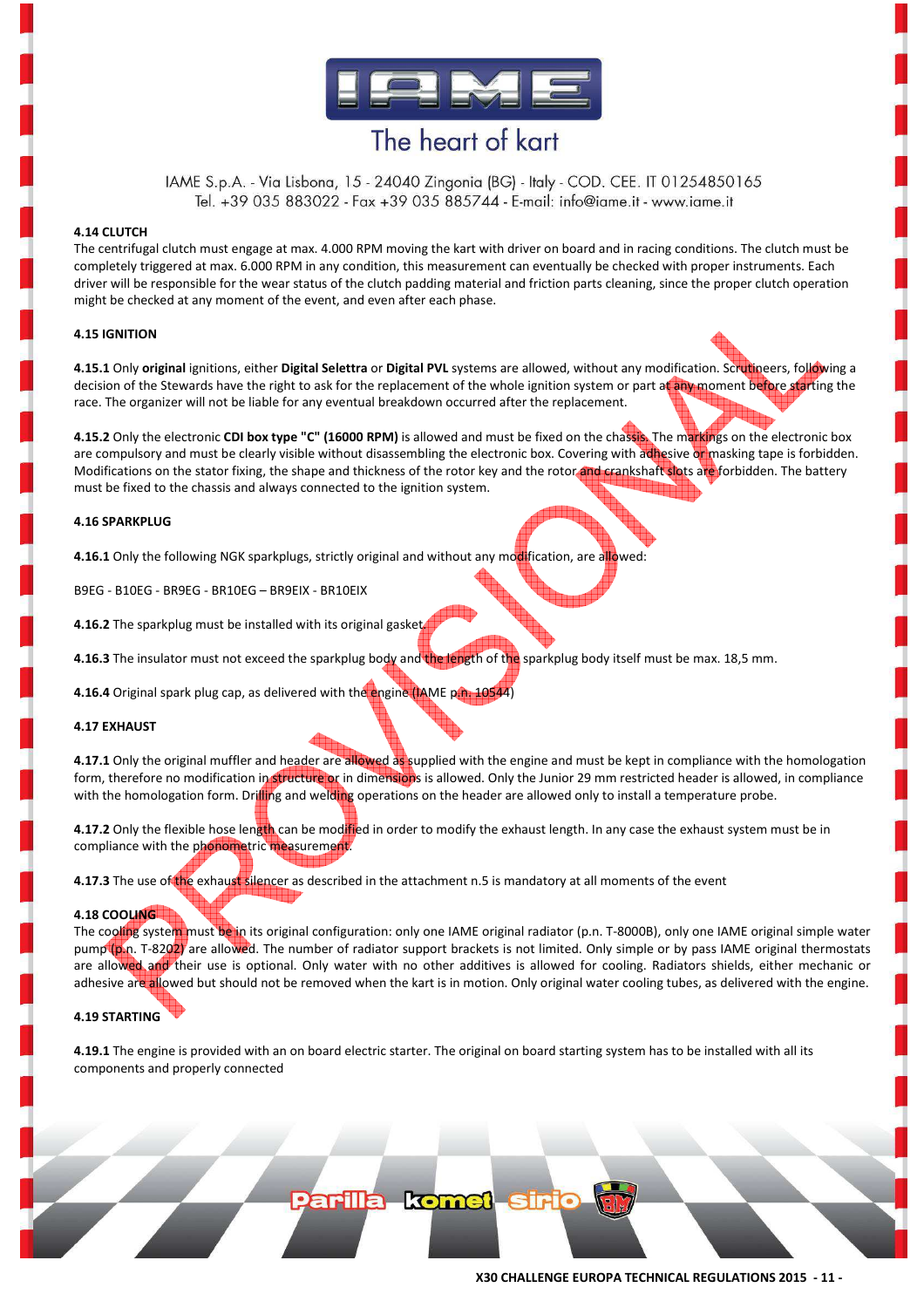#### 4.14 CLUTCH

The centrifugal clutch must engage at max. 4.000 RPM moving the kart with driver on board and in racing conditions. The clutch must be completely triggered at max. 6.000 RPM in any condition, this measurement can eventually be checked with proper instruments. Each driver will be responsible for the wear status of the clutch padding material and friction parts cleaning, since the proper clutch operation might be checked at any moment of the event, and even after each phase.

#### 4.15 IGNITION

**4.15.1** Only **original** ignitions, either **Digital Selettra** or **Digital PVL** systems are allowed, without any modification. Scrutineers, following a decision of the Stewards have the right to ask for the replacement of the whole ignition system or part at any moment before starting the race. The organizer will not be liable for any eventual breakdown occurred after the replacement.

**4.15.2** Only the electronic **CDI box type "C" (16000 RPM)** is allowed and must be fixed on the chassis. The markings on the electronic box are compulsory and must be clearly visible without disassembling the electronic box. Covering with adhesive or masking tape is forbidden. Modifications on the stator fixing, the shape and thickness of the rotor key and the rotor and crankshaft slots are forbidden. The battery must be fixed to the chassis and always connected to the ignition system.

#### 4.16 SPARKPLUG

**4.16.1** Only the following NGK sparkplugs, strictly original and without any modification, are allowed:

B9EG - B10EG - BR9EG - BR10EG – BR9EIX - BR10EIX

**4.16.2** The sparkplug must be installed with its original gasket.

**4.16.3** The insulator must not exceed the sparkplug body and the length of the sparkplug body itself must be max. 18,5 mm.

**4.16.4** Original spark plug cap, as delivered with the engine (IAME p.n. 10544)

#### 4.17 EXHAUST

**4.17.1** Only the original muffler and header are allowed as supplied with the engine and must be kept in compliance with the homologation form, therefore no modification in structure or in dimensions is allowed. Only the Junior 29 mm restricted header is allowed, in compliance with the homologation form. Drilling and welding operations on the header are allowed only to install a temperature probe.

**4.17.2** Only the flexible hose length can be modified in order to modify the exhaust length. In any case the exhaust system must be in compliance with the phonometric measurement.

**4.17.3** The use of the exhaust silencer as described in the attachment n.5 is mandatory at all moments of the event

#### 4.18 COOLING

The cooling system must be in its original configuration: only one IAME original radiator (p.n. T-8000B), only one IAME original simple water pump (p.n. T-8202) are allowed. The number of radiator support brackets is not limited. Only simple or by pass IAME original thermostats are allowed and their use is optional. Only water with no other additives is allowed for cooling. Radiators shields, either mechanic or adhesive are allowed but should not be removed when the kart is in motion. Only original water cooling tubes, as delivered with the engine.

#### 4.19 STARTING

**4.19.1** The engine is provided with an on board electric starter. The original on board starting system has to be installed with all its components and properly connected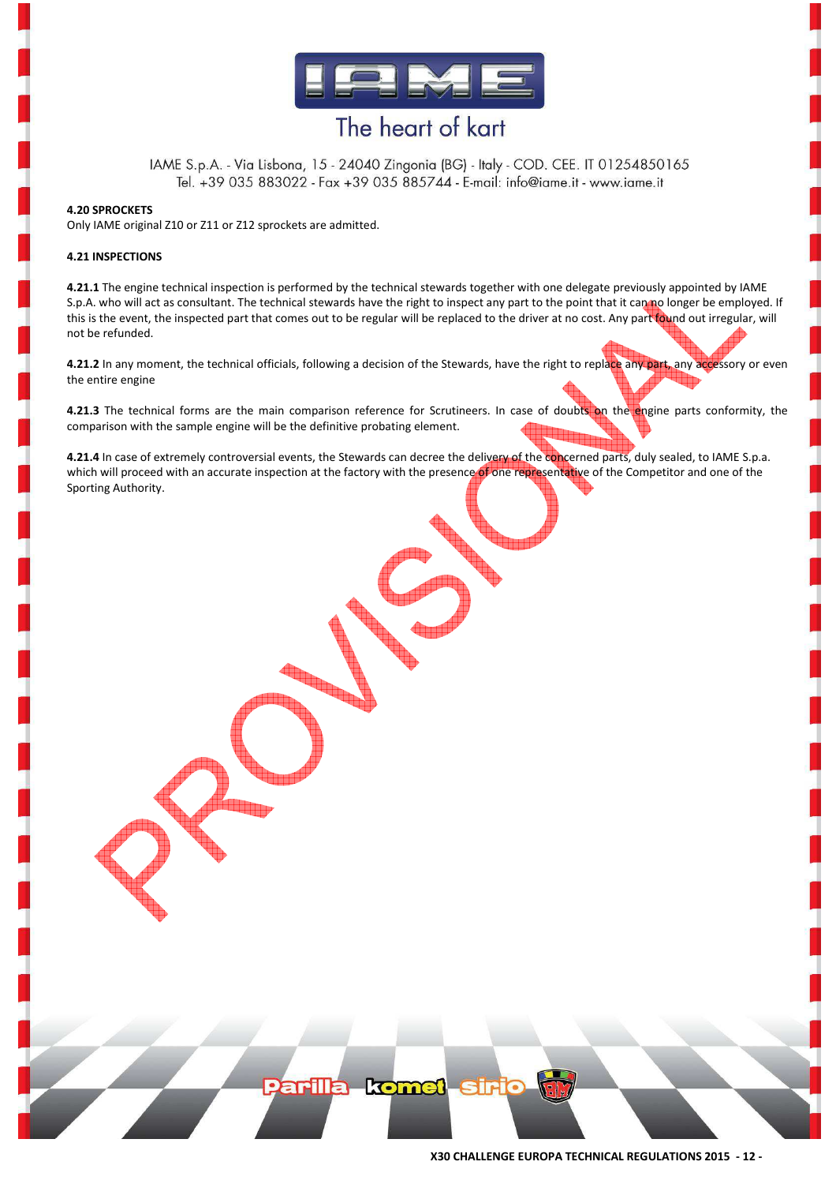**4.20 SPROCKETS**

Only IAME original Z10 or Z11 or Z12 sprockets are admitted.

**4.21 INSPECTIONS**

**4.21.1** The engine technical inspection is performed by the technical stewards together with one delegate previously appointed by IAME S.p.A. who will act as consultant. The technical stewards have the right to inspect any part to the point that it can no longer be employed. If this is the event, the inspected part that comes out to be regular will be replaced to the driver at no cost. Any part found out irregular, will not be refunded.

**4.21.2** In any moment, the technical officials, following a decision of the Stewards, have the right to replace any part, any accessory or even the entire engine

**4.21.3** The technical forms are the main comparison reference for Scrutineers. In case of doubts on the engine parts conformity, the comparison with the sample engine will be the definitive probating element.

**4.21.4** In case of extremely controversial events, the Stewards can decree the delivery of the concerned parts, duly sealed, to IAME S.p.a. which will proceed with an accurate inspection at the factory with the presence of one representative of the Competitor and one of the Sporting Authority.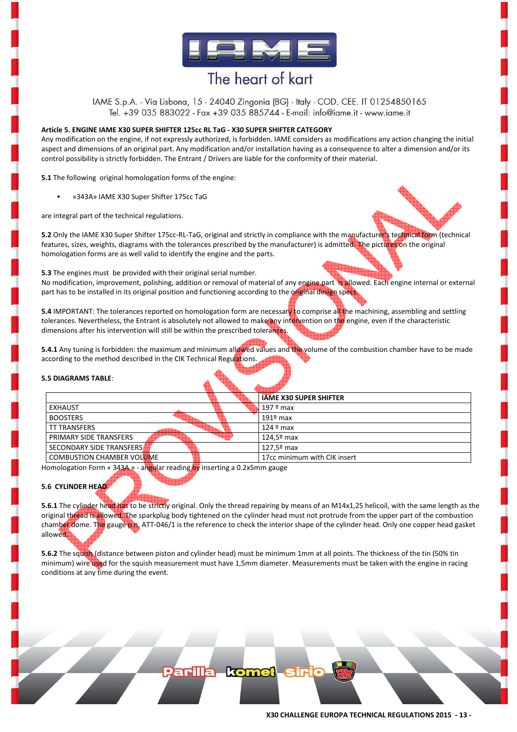IAME S.p.A. - Via Lisbona, 15 - 24040 Zingonia (BG) - Italy - COD. CEE. IT 01254850165
Tel. +39 035 883022 - Fax +39 035 885744 - E-mail: info@iame.it - www.iame.it

**Article 5. ENGINE IAME X30 SUPER SHIFTER 125cc RL TaG - X30 SUPER SHIFTER CATEGORY**

Any modification on the engine, if not expressly authorized, is forbidden. IAME considers as modifications any action changing the initial aspect and dimensions of an original part. Any modification and/or installation having as a consequence to alter a dimension and/or its control possibility is strictly forbidden. The Entrant / Drivers are liable for the conformity of their material.

**5.1** The following original homologation forms of the engine:

- «343A» IAME X30 Super Shifter 175cc TaG

are integral part of the technical regulations.

**5.2** Only the IAME X30 Super Shifter 175cc-RL-TaG, original and strictly in compliance with the manufacturer's technical form (technical features, sizes, weights, diagrams with the tolerances prescribed by the manufacturer) is admitted. The pictures on the original homologation forms are as well valid to identify the engine and the parts.

**5.3** The engines must be provided with their original serial number.
No modification, improvement, polishing, addition or removal of material of any engine part is allowed. Each engine internal or external part has to be installed in its original position and functioning according to the original design specs.

**5.4** IMPORTANT: The tolerances reported on homologation form are necessary to comprise all the machining, assembling and settling tolerances. Nevertheless, the Entrant is absolutely not allowed to make any intervention on the engine, even if the characteristic dimensions after his intervention will still be within the prescribed tolerances.

**5.4.1** Any tuning is forbidden: the maximum and minimum allowed values and the volume of the combustion chamber have to be made according to the method described in the CIK Technical Regulations.

**5.5 DIAGRAMS TABLE**:

| | IAME X30 SUPER SHIFTER |
|---|---|
| EXHAUST | 197 º max |
| BOOSTERS | 191º max |
| TT TRANSFERS | 124 º max |
| PRIMARY SIDE TRANSFERS | 124,5º max |
| SECONDARY SIDE TRANSFERS | 127,5º max |
| COMBUSTION CHAMBER VOLUME | 17cc minimum with CIK insert |

Homologation Form « 343A » - angular reading by inserting a 0.2x5mm gauge

**5.6 CYLINDER HEAD**

**5.6.1** The cylinder head has to be strictly original. Only the thread repairing by means of an M14x1,25 helicoil, with the same length as the original thread is allowed. The sparkplug body tightened on the cylinder head must not protrude from the upper part of the combustion chamber dome. The gauge p.n. ATT-046/1 is the reference to check the interior shape of the cylinder head. Only one copper head gasket allowed.

**5.6.2** The squish (distance between piston and cylinder head) must be minimum 1mm at all points. The thickness of the tin (50% tin minimum) wire used for the squish measurement must have 1,5mm diameter. Measurements must be taken with the engine in racing conditions at any time during the event.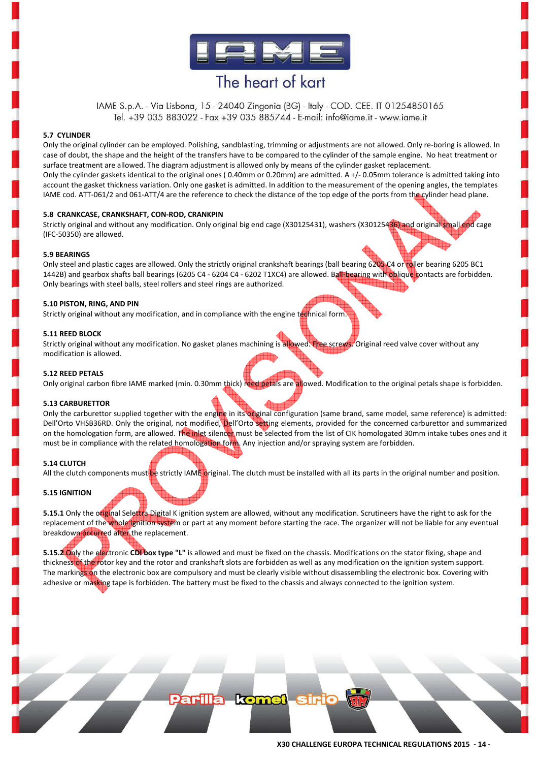### 5.7 CYLINDER

Only the original cylinder can be employed. Polishing, sandblasting, trimming or adjustments are not allowed. Only re-boring is allowed. In case of doubt, the shape and the height of the transfers have to be compared to the cylinder of the sample engine. No heat treatment or surface treatment are allowed. The diagram adjustment is allowed only by means of the cylinder gasket replacement.

Only the cylinder gaskets identical to the original ones ( 0.40mm or 0.20mm) are admitted. A +/- 0.05mm tolerance is admitted taking into account the gasket thickness variation. Only one gasket is admitted. In addition to the measurement of the opening angles, the templates IAME cod. ATT-061/2 and 061-ATT/4 are the reference to check the distance of the top edge of the ports from the cylinder head plane.

### 5.8 CRANKCASE, CRANKSHAFT, CON-ROD, CRANKPIN

Strictly original and without any modification. Only original big end cage (X30125431), washers (X30125436) and original small end cage (IFC-50350) are allowed.

### 5.9 BEARINGS

Only steel and plastic cages are allowed. Only the strictly original crankshaft bearings (ball bearing 6205 C4 or roller bearing 6205 BC1 1442B) and gearbox shafts ball bearings (6205 C4 - 6204 C4 - 6202 T1XC4) are allowed. Ball-bearing with oblique contacts are forbidden. Only bearings with steel balls, steel rollers and steel rings are authorized.

### 5.10 PISTON, RING, AND PIN

Strictly original without any modification, and in compliance with the engine technical form.

### 5.11 REED BLOCK

Strictly original without any modification. No gasket planes machining is allowed. Free screws. Original reed valve cover without any modification is allowed.

### 5.12 REED PETALS

Only original carbon fibre IAME marked (min. 0.30mm thick) reed petals are allowed. Modification to the original petals shape is forbidden.

### 5.13 CARBURETTOR

Only the carburettor supplied together with the engine in its original configuration (same brand, same model, same reference) is admitted: Dell'Orto VHSB36RD. Only the original, not modified, Dell'Orto setting elements, provided for the concerned carburettor and summarized on the homologation form, are allowed. The inlet silencer must be selected from the list of CIK homologated 30mm intake tubes ones and it must be in compliance with the related homologation form. Any injection and/or spraying system are forbidden.

### 5.14 CLUTCH

All the clutch components must be strictly IAME original. The clutch must be installed with all its parts in the original number and position.

### 5.15 IGNITION

**5.15.1** Only the original Selettra Digital K ignition system are allowed, without any modification. Scrutineers have the right to ask for the replacement of the whole ignition system or part at any moment before starting the race. The organizer will not be liable for any eventual breakdown occurred after the replacement.

**5.15.2** Only the electronic **CDI box type "L"** is allowed and must be fixed on the chassis. Modifications on the stator fixing, shape and thickness of the rotor key and the rotor and crankshaft slots are forbidden as well as any modification on the ignition system support. The markings on the electronic box are compulsory and must be clearly visible without disassembling the electronic box. Covering with adhesive or masking tape is forbidden. The battery must be fixed to the chassis and always connected to the ignition system.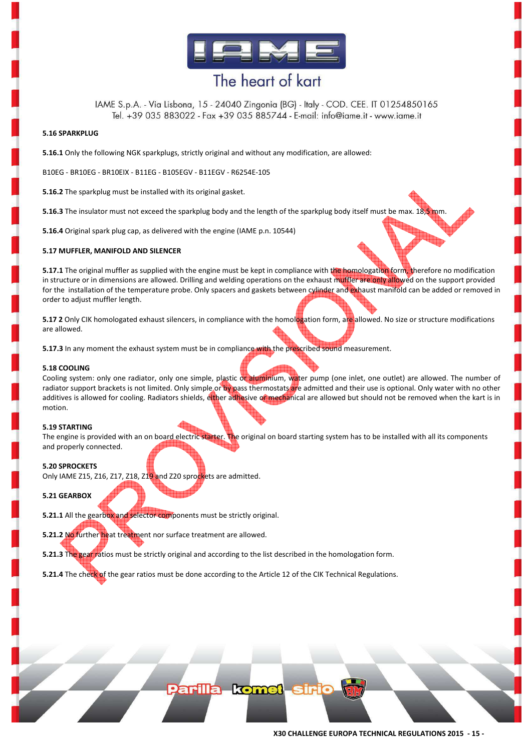**5.16 SPARKPLUG**

**5.16.1** Only the following NGK sparkplugs, strictly original and without any modification, are allowed:

B10EG - BR10EG - BR10EIX - B11EG - B105EGV - B11EGV - R6254E-105

**5.16.2** The sparkplug must be installed with its original gasket.

**5.16.3** The insulator must not exceed the sparkplug body and the length of the sparkplug body itself must be max. 18,5 mm.

**5.16.4** Original spark plug cap, as delivered with the engine (IAME p.n. 10544)

**5.17 MUFFLER, MANIFOLD AND SILENCER**

**5.17.1** The original muffler as supplied with the engine must be kept in compliance with the homologation form, therefore no modification in structure or in dimensions are allowed. Drilling and welding operations on the exhaust muffler are only allowed on the support provided for the installation of the temperature probe. Only spacers and gaskets between cylinder and exhaust manifold can be added or removed in order to adjust muffler length.

**5.17 2** Only CIK homologated exhaust silencers, in compliance with the homologation form, are allowed. No size or structure modifications are allowed.

**5.17.3** In any moment the exhaust system must be in compliance with the prescribed sound measurement.

**5.18 COOLING**

Cooling system: only one radiator, only one simple, plastic or aluminium, water pump (one inlet, one outlet) are allowed. The number of radiator support brackets is not limited. Only simple or by pass thermostats are admitted and their use is optional. Only water with no other additives is allowed for cooling. Radiators shields, either adhesive or mechanical are allowed but should not be removed when the kart is in motion.

**5.19 STARTING**

The engine is provided with an on board electric starter. The original on board starting system has to be installed with all its components and properly connected.

**5.20 SPROCKETS**

Only IAME Z15, Z16, Z17, Z18, Z19 and Z20 sprockets are admitted.

**5.21 GEARBOX**

**5.21.1** All the gearbox and selector components must be strictly original.

**5.21.2** No further heat treatment nor surface treatment are allowed.

**5.21.3** The gear ratios must be strictly original and according to the list described in the homologation form.

**5.21.4** The check of the gear ratios must be done according to the Article 12 of the CIK Technical Regulations.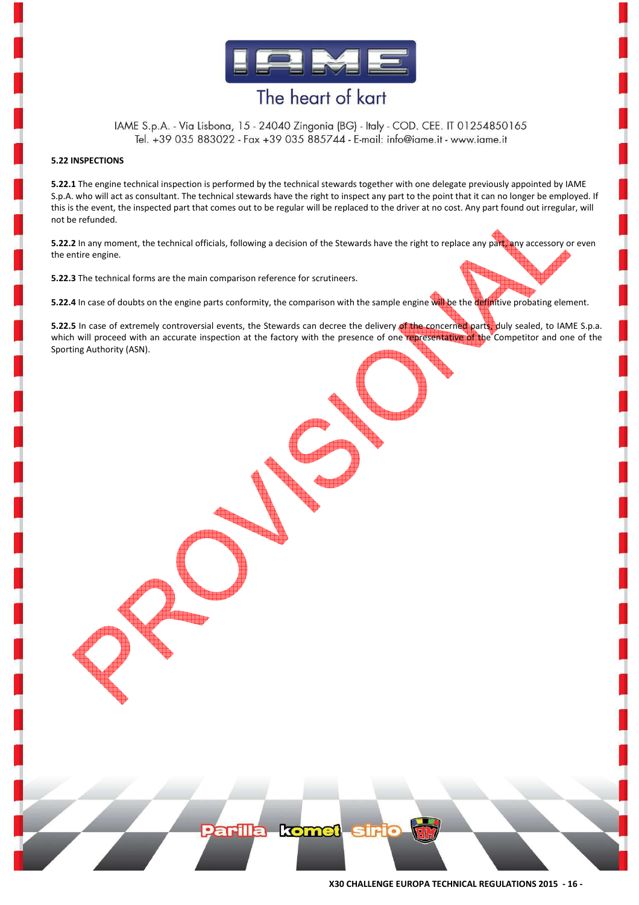**5.22 INSPECTIONS**

**5.22.1** The engine technical inspection is performed by the technical stewards together with one delegate previously appointed by IAME S.p.A. who will act as consultant. The technical stewards have the right to inspect any part to the point that it can no longer be employed. If this is the event, the inspected part that comes out to be regular will be replaced to the driver at no cost. Any part found out irregular, will not be refunded.

**5.22.2** In any moment, the technical officials, following a decision of the Stewards have the right to replace any part, any accessory or even the entire engine.

**5.22.3** The technical forms are the main comparison reference for scrutineers.

**5.22.4** In case of doubts on the engine parts conformity, the comparison with the sample engine will be the definitive probating element.

**5.22.5** In case of extremely controversial events, the Stewards can decree the delivery of the concerned parts, duly sealed, to IAME S.p.a. which will proceed with an accurate inspection at the factory with the presence of one representative of the Competitor and one of the Sporting Authority (ASN).